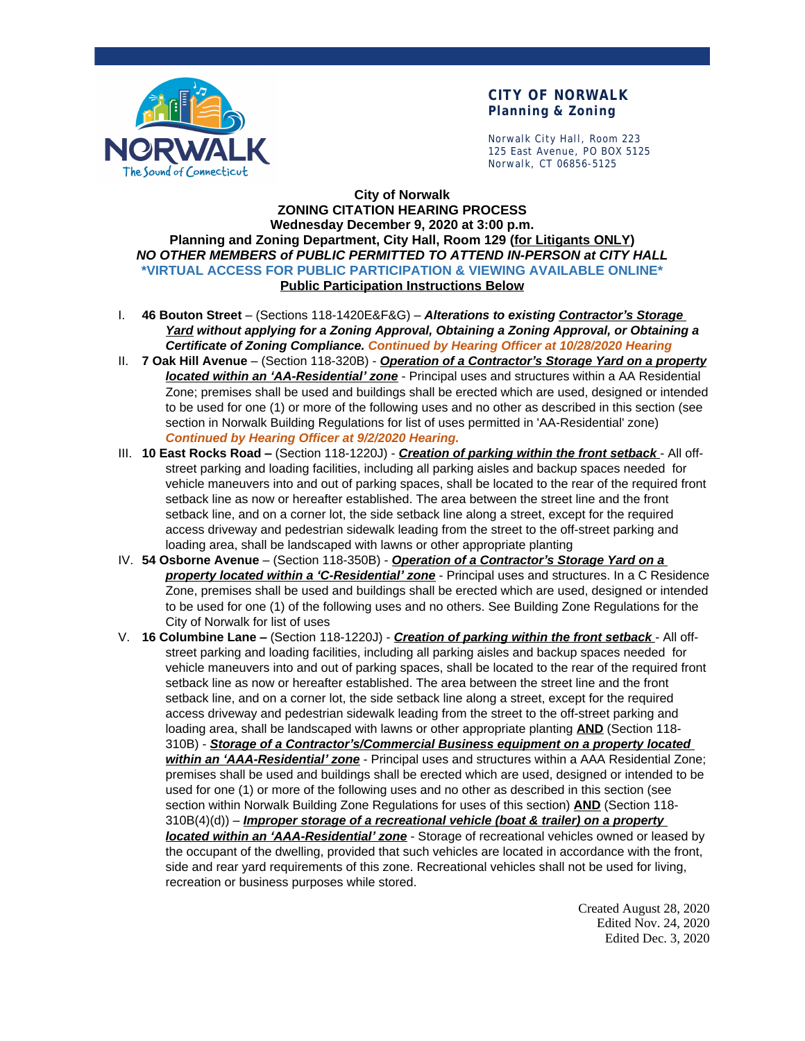**CITY OF NORWALK**
**Planning & Zoning**

Norwalk City Hall, Room 223
125 East Avenue, PO BOX 5125
Norwalk, CT 06856-5125

**City of Norwalk**
**ZONING CITATION HEARING PROCESS**
**Wednesday December 9, 2020 at 3:00 p.m.**
**Planning and Zoning Department, City Hall, Room 129 (<u>for Litigants ONLY</u>)**
***NO OTHER MEMBERS of PUBLIC PERMITTED TO ATTEND IN-PERSON at CITY HALL***
**\*VIRTUAL ACCESS FOR PUBLIC PARTICIPATION & VIEWING AVAILABLE ONLINE\***
**<u>Public Participation Instructions Below</u>**

I. **46 Bouton Street** – (Sections 118-1420E&F&G) – ***Alterations to existing <u>Contractor's Storage Yard</u> without applying for a Zoning Approval, Obtaining a Zoning Approval, or Obtaining a Certificate of Zoning Compliance.*** ***Continued by Hearing Officer at 10/28/2020 Hearing***

II. **7 Oak Hill Avenue** – (Section 118-320B) - ***<u>Operation of a Contractor's Storage Yard on a property located within an 'AA-Residential' zone</u>*** - Principal uses and structures within a AA Residential Zone; premises shall be used and buildings shall be erected which are used, designed or intended to be used for one (1) or more of the following uses and no other as described in this section (see section in Norwalk Building Regulations for list of uses permitted in 'AA-Residential' zone) ***Continued by Hearing Officer at 9/2/2020 Hearing.***

III. **10 East Rocks Road –** (Section 118-1220J) - ***<u>Creation of parking within the front setback</u>*** - All off-street parking and loading facilities, including all parking aisles and backup spaces needed for vehicle maneuvers into and out of parking spaces, shall be located to the rear of the required front setback line as now or hereafter established. The area between the street line and the front setback line, and on a corner lot, the side setback line along a street, except for the required access driveway and pedestrian sidewalk leading from the street to the off-street parking and loading area, shall be landscaped with lawns or other appropriate planting

IV. **54 Osborne Avenue** – (Section 118-350B) - ***<u>Operation of a Contractor's Storage Yard on a property located within a 'C-Residential' zone</u>*** - Principal uses and structures. In a C Residence Zone, premises shall be used and buildings shall be erected which are used, designed or intended to be used for one (1) of the following uses and no others. See Building Zone Regulations for the City of Norwalk for list of uses

V. **16 Columbine Lane –** (Section 118-1220J) - ***<u>Creation of parking within the front setback</u>*** - All off-street parking and loading facilities, including all parking aisles and backup spaces needed for vehicle maneuvers into and out of parking spaces, shall be located to the rear of the required front setback line as now or hereafter established. The area between the street line and the front setback line, and on a corner lot, the side setback line along a street, except for the required access driveway and pedestrian sidewalk leading from the street to the off-street parking and loading area, shall be landscaped with lawns or other appropriate planting **<u>AND</u>** (Section 118-310B) - ***<u>Storage of a Contractor's/Commercial Business equipment on a property located within an 'AAA-Residential' zone</u>*** - Principal uses and structures within a AAA Residential Zone; premises shall be used and buildings shall be erected which are used, designed or intended to be used for one (1) or more of the following uses and no other as described in this section (see section within Norwalk Building Zone Regulations for uses of this section) **<u>AND</u>** (Section 118-310B(4)(d)) – ***<u>Improper storage of a recreational vehicle (boat & trailer) on a property located within an 'AAA-Residential' zone</u>*** - Storage of recreational vehicles owned or leased by the occupant of the dwelling, provided that such vehicles are located in accordance with the front, side and rear yard requirements of this zone. Recreational vehicles shall not be used for living, recreation or business purposes while stored.

Created August 28, 2020
Edited Nov. 24, 2020
Edited Dec. 3, 2020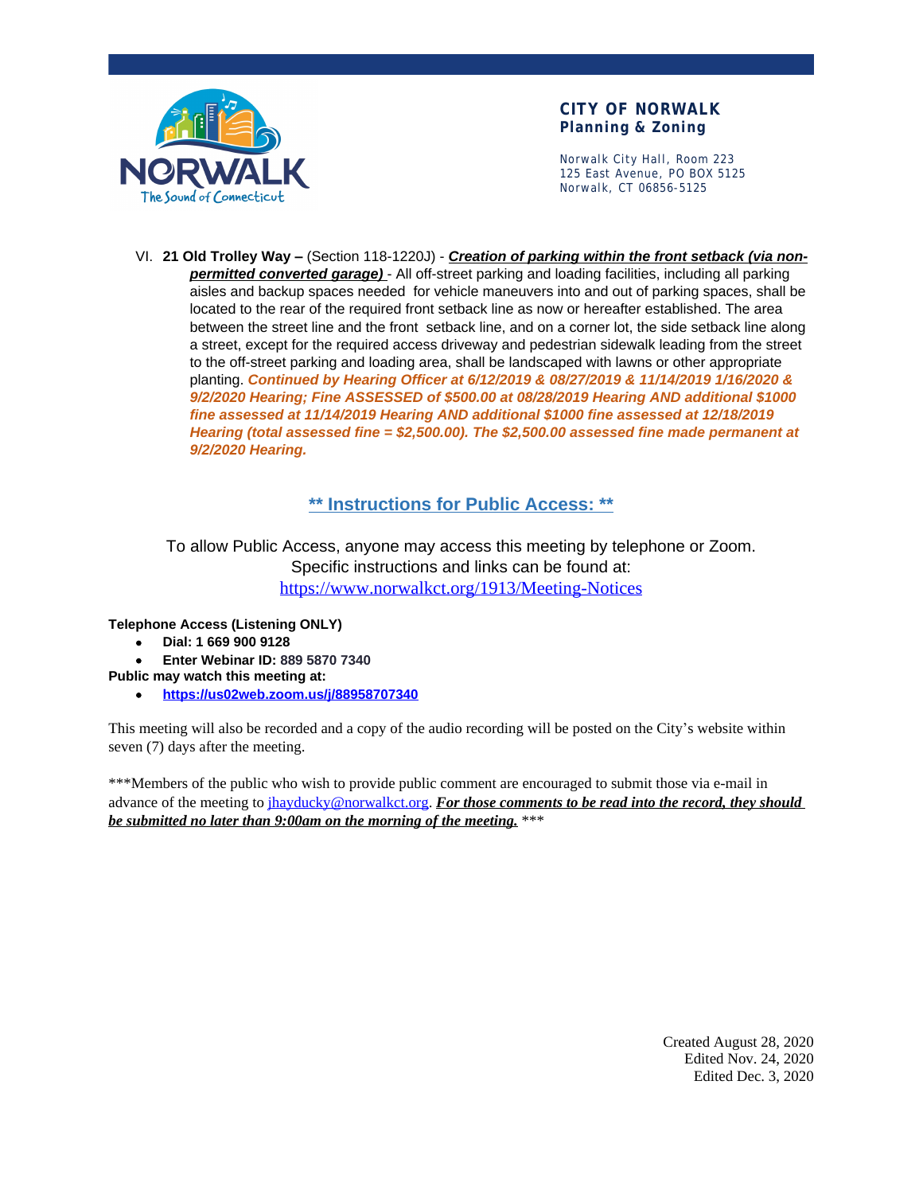**CITY OF NORWALK**
**Planning & Zoning**

Norwalk City Hall, Room 223
125 East Avenue, PO BOX 5125
Norwalk, CT 06856-5125

VI. **21 Old Trolley Way –** (Section 118-1220J) - ***Creation of parking within the front setback (via non-permitted converted garage)*** - All off-street parking and loading facilities, including all parking aisles and backup spaces needed for vehicle maneuvers into and out of parking spaces, shall be located to the rear of the required front setback line as now or hereafter established. The area between the street line and the front setback line, and on a corner lot, the side setback line along a street, except for the required access driveway and pedestrian sidewalk leading from the street to the off-street parking and loading area, shall be landscaped with lawns or other appropriate planting. ***Continued by Hearing Officer at 6/12/2019 & 08/27/2019 & 11/14/2019 1/16/2020 & 9/2/2020 Hearing; Fine ASSESSED of $500.00 at 08/28/2019 Hearing AND additional $1000 fine assessed at 11/14/2019 Hearing AND additional $1000 fine assessed at 12/18/2019 Hearing (total assessed fine = $2,500.00). The $2,500.00 assessed fine made permanent at 9/2/2020 Hearing.***

## ** Instructions for Public Access: **

To allow Public Access, anyone may access this meeting by telephone or Zoom. Specific instructions and links can be found at: https://www.norwalkct.org/1913/Meeting-Notices

**Telephone Access (Listening ONLY)**

- **Dial: 1 669 900 9128**
- **Enter Webinar ID: 889 5870 7340**

**Public may watch this meeting at:**

- **https://us02web.zoom.us/j/88958707340**

This meeting will also be recorded and a copy of the audio recording will be posted on the City's website within seven (7) days after the meeting.

***Members of the public who wish to provide public comment are encouraged to submit those via e-mail in advance of the meeting to jhayducky@norwalkct.org. ***For those comments to be read into the record, they should be submitted no later than 9:00am on the morning of the meeting.*** ***

Created August 28, 2020
Edited Nov. 24, 2020
Edited Dec. 3, 2020